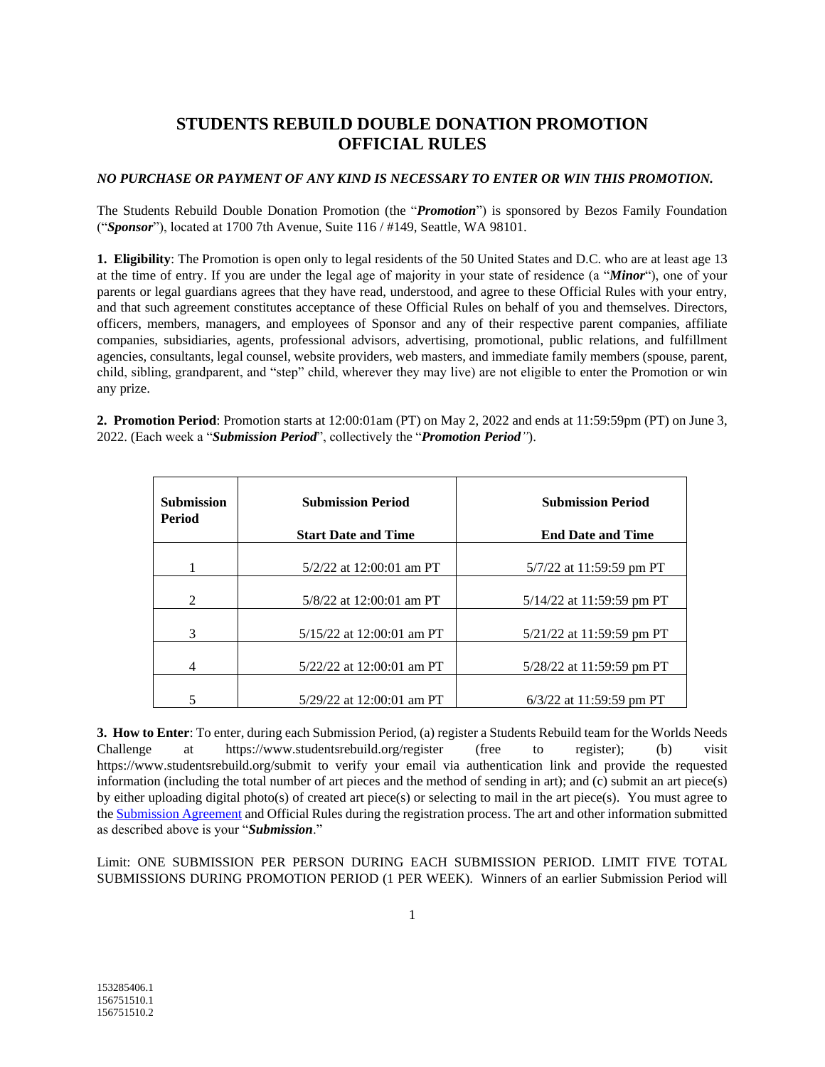# STUDENTS REBUILD DOUBLE DONATION PROMOTION OFFICIAL RULES

***NO PURCHASE OR PAYMENT OF ANY KIND IS NECESSARY TO ENTER OR WIN THIS PROMOTION.***

The Students Rebuild Double Donation Promotion (the "***Promotion***") is sponsored by Bezos Family Foundation ("***Sponsor***"), located at 1700 7th Avenue, Suite 116 / #149, Seattle, WA 98101.

**1. Eligibility**: The Promotion is open only to legal residents of the 50 United States and D.C. who are at least age 13 at the time of entry. If you are under the legal age of majority in your state of residence (a "***Minor***"), one of your parents or legal guardians agrees that they have read, understood, and agree to these Official Rules with your entry, and that such agreement constitutes acceptance of these Official Rules on behalf of you and themselves. Directors, officers, members, managers, and employees of Sponsor and any of their respective parent companies, affiliate companies, subsidiaries, agents, professional advisors, advertising, promotional, public relations, and fulfillment agencies, consultants, legal counsel, website providers, web masters, and immediate family members (spouse, parent, child, sibling, grandparent, and "step" child, wherever they may live) are not eligible to enter the Promotion or win any prize.

**2. Promotion Period**: Promotion starts at 12:00:01am (PT) on May 2, 2022 and ends at 11:59:59pm (PT) on June 3, 2022. (Each week a "***Submission Period***", collectively the "***Promotion Period***").

| Submission Period | Submission Period Start Date and Time | Submission Period End Date and Time |
|---|---|---|
| 1 | 5/2/22 at 12:00:01 am PT | 5/7/22 at 11:59:59 pm PT |
| 2 | 5/8/22 at 12:00:01 am PT | 5/14/22 at 11:59:59 pm PT |
| 3 | 5/15/22 at 12:00:01 am PT | 5/21/22 at 11:59:59 pm PT |
| 4 | 5/22/22 at 12:00:01 am PT | 5/28/22 at 11:59:59 pm PT |
| 5 | 5/29/22 at 12:00:01 am PT | 6/3/22 at 11:59:59 pm PT |

**3. How to Enter**: To enter, during each Submission Period, (a) register a Students Rebuild team for the Worlds Needs Challenge at https://www.studentsrebuild.org/register (free to register); (b) visit https://www.studentsrebuild.org/submit to verify your email via authentication link and provide the requested information (including the total number of art pieces and the method of sending in art); and (c) submit an art piece(s) by either uploading digital photo(s) of created art piece(s) or selecting to mail in the art piece(s). You must agree to the Submission Agreement and Official Rules during the registration process. The art and other information submitted as described above is your "***Submission***."

Limit: ONE SUBMISSION PER PERSON DURING EACH SUBMISSION PERIOD. LIMIT FIVE TOTAL SUBMISSIONS DURING PROMOTION PERIOD (1 PER WEEK). Winners of an earlier Submission Period will

153285406.1
156751510.1
156751510.2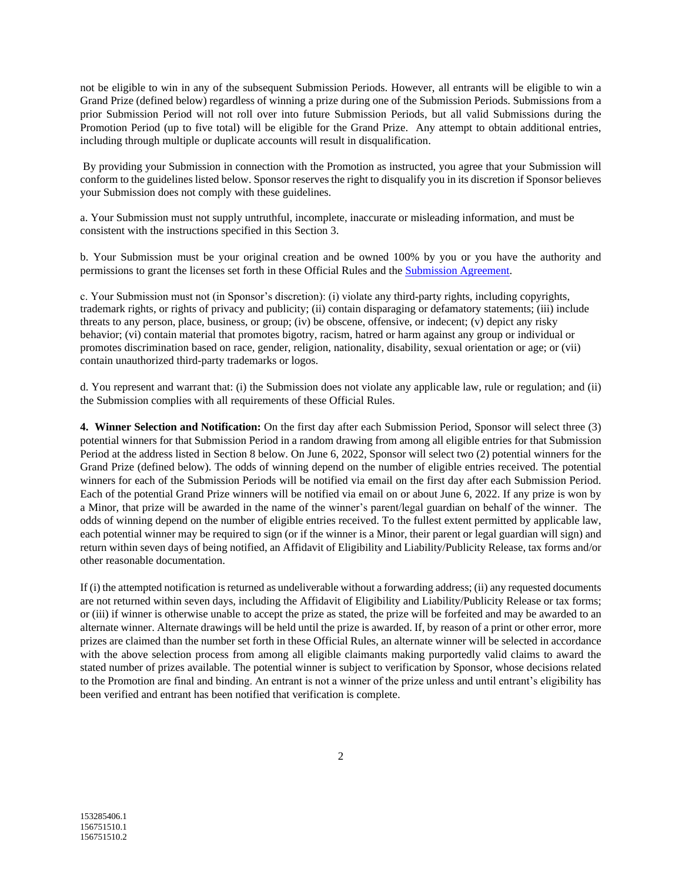not be eligible to win in any of the subsequent Submission Periods. However, all entrants will be eligible to win a Grand Prize (defined below) regardless of winning a prize during one of the Submission Periods. Submissions from a prior Submission Period will not roll over into future Submission Periods, but all valid Submissions during the Promotion Period (up to five total) will be eligible for the Grand Prize. Any attempt to obtain additional entries, including through multiple or duplicate accounts will result in disqualification.

By providing your Submission in connection with the Promotion as instructed, you agree that your Submission will conform to the guidelines listed below. Sponsor reserves the right to disqualify you in its discretion if Sponsor believes your Submission does not comply with these guidelines.

a. Your Submission must not supply untruthful, incomplete, inaccurate or misleading information, and must be consistent with the instructions specified in this Section 3.

b. Your Submission must be your original creation and be owned 100% by you or you have the authority and permissions to grant the licenses set forth in these Official Rules and the Submission Agreement.

c. Your Submission must not (in Sponsor's discretion): (i) violate any third-party rights, including copyrights, trademark rights, or rights of privacy and publicity; (ii) contain disparaging or defamatory statements; (iii) include threats to any person, place, business, or group; (iv) be obscene, offensive, or indecent; (v) depict any risky behavior; (vi) contain material that promotes bigotry, racism, hatred or harm against any group or individual or promotes discrimination based on race, gender, religion, nationality, disability, sexual orientation or age; or (vii) contain unauthorized third-party trademarks or logos.

d. You represent and warrant that: (i) the Submission does not violate any applicable law, rule or regulation; and (ii) the Submission complies with all requirements of these Official Rules.

**4. Winner Selection and Notification:** On the first day after each Submission Period, Sponsor will select three (3) potential winners for that Submission Period in a random drawing from among all eligible entries for that Submission Period at the address listed in Section 8 below. On June 6, 2022, Sponsor will select two (2) potential winners for the Grand Prize (defined below). The odds of winning depend on the number of eligible entries received. The potential winners for each of the Submission Periods will be notified via email on the first day after each Submission Period. Each of the potential Grand Prize winners will be notified via email on or about June 6, 2022. If any prize is won by a Minor, that prize will be awarded in the name of the winner's parent/legal guardian on behalf of the winner. The odds of winning depend on the number of eligible entries received. To the fullest extent permitted by applicable law, each potential winner may be required to sign (or if the winner is a Minor, their parent or legal guardian will sign) and return within seven days of being notified, an Affidavit of Eligibility and Liability/Publicity Release, tax forms and/or other reasonable documentation.

If (i) the attempted notification is returned as undeliverable without a forwarding address; (ii) any requested documents are not returned within seven days, including the Affidavit of Eligibility and Liability/Publicity Release or tax forms; or (iii) if winner is otherwise unable to accept the prize as stated, the prize will be forfeited and may be awarded to an alternate winner. Alternate drawings will be held until the prize is awarded. If, by reason of a print or other error, more prizes are claimed than the number set forth in these Official Rules, an alternate winner will be selected in accordance with the above selection process from among all eligible claimants making purportedly valid claims to award the stated number of prizes available. The potential winner is subject to verification by Sponsor, whose decisions related to the Promotion are final and binding. An entrant is not a winner of the prize unless and until entrant's eligibility has been verified and entrant has been notified that verification is complete.

153285406.1
156751510.1
156751510.2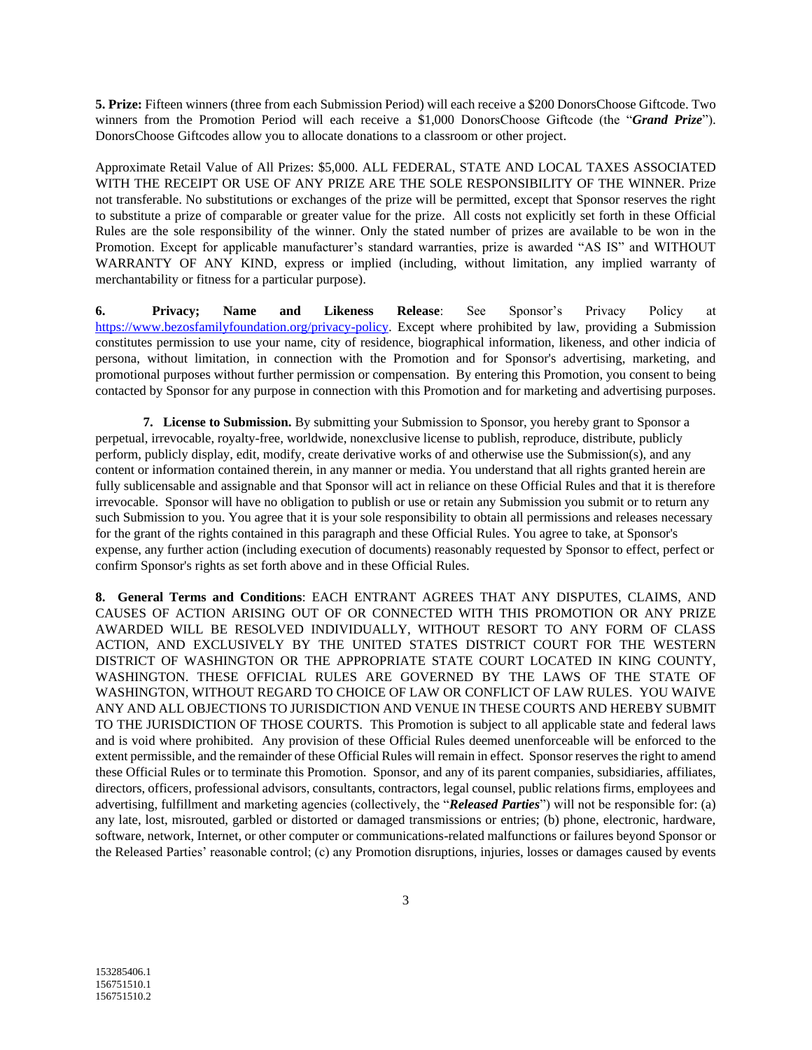**5. Prize:** Fifteen winners (three from each Submission Period) will each receive a $200 DonorsChoose Giftcode. Two winners from the Promotion Period will each receive a $1,000 DonorsChoose Giftcode (the "***Grand Prize***"). DonorsChoose Giftcodes allow you to allocate donations to a classroom or other project.

Approximate Retail Value of All Prizes: $5,000. ALL FEDERAL, STATE AND LOCAL TAXES ASSOCIATED WITH THE RECEIPT OR USE OF ANY PRIZE ARE THE SOLE RESPONSIBILITY OF THE WINNER. Prize not transferable. No substitutions or exchanges of the prize will be permitted, except that Sponsor reserves the right to substitute a prize of comparable or greater value for the prize. All costs not explicitly set forth in these Official Rules are the sole responsibility of the winner. Only the stated number of prizes are available to be won in the Promotion. Except for applicable manufacturer's standard warranties, prize is awarded "AS IS" and WITHOUT WARRANTY OF ANY KIND, express or implied (including, without limitation, any implied warranty of merchantability or fitness for a particular purpose).

**6. Privacy; Name and Likeness Release**: See Sponsor's Privacy Policy at https://www.bezosfamilyfoundation.org/privacy-policy. Except where prohibited by law, providing a Submission constitutes permission to use your name, city of residence, biographical information, likeness, and other indicia of persona, without limitation, in connection with the Promotion and for Sponsor's advertising, marketing, and promotional purposes without further permission or compensation. By entering this Promotion, you consent to being contacted by Sponsor for any purpose in connection with this Promotion and for marketing and advertising purposes.

**7. License to Submission.** By submitting your Submission to Sponsor, you hereby grant to Sponsor a perpetual, irrevocable, royalty-free, worldwide, nonexclusive license to publish, reproduce, distribute, publicly perform, publicly display, edit, modify, create derivative works of and otherwise use the Submission(s), and any content or information contained therein, in any manner or media. You understand that all rights granted herein are fully sublicensable and assignable and that Sponsor will act in reliance on these Official Rules and that it is therefore irrevocable. Sponsor will have no obligation to publish or use or retain any Submission you submit or to return any such Submission to you. You agree that it is your sole responsibility to obtain all permissions and releases necessary for the grant of the rights contained in this paragraph and these Official Rules. You agree to take, at Sponsor's expense, any further action (including execution of documents) reasonably requested by Sponsor to effect, perfect or confirm Sponsor's rights as set forth above and in these Official Rules.

**8. General Terms and Conditions**: EACH ENTRANT AGREES THAT ANY DISPUTES, CLAIMS, AND CAUSES OF ACTION ARISING OUT OF OR CONNECTED WITH THIS PROMOTION OR ANY PRIZE AWARDED WILL BE RESOLVED INDIVIDUALLY, WITHOUT RESORT TO ANY FORM OF CLASS ACTION, AND EXCLUSIVELY BY THE UNITED STATES DISTRICT COURT FOR THE WESTERN DISTRICT OF WASHINGTON OR THE APPROPRIATE STATE COURT LOCATED IN KING COUNTY, WASHINGTON. THESE OFFICIAL RULES ARE GOVERNED BY THE LAWS OF THE STATE OF WASHINGTON, WITHOUT REGARD TO CHOICE OF LAW OR CONFLICT OF LAW RULES. YOU WAIVE ANY AND ALL OBJECTIONS TO JURISDICTION AND VENUE IN THESE COURTS AND HEREBY SUBMIT TO THE JURISDICTION OF THOSE COURTS. This Promotion is subject to all applicable state and federal laws and is void where prohibited. Any provision of these Official Rules deemed unenforceable will be enforced to the extent permissible, and the remainder of these Official Rules will remain in effect. Sponsor reserves the right to amend these Official Rules or to terminate this Promotion. Sponsor, and any of its parent companies, subsidiaries, affiliates, directors, officers, professional advisors, consultants, contractors, legal counsel, public relations firms, employees and advertising, fulfillment and marketing agencies (collectively, the "***Released Parties***") will not be responsible for: (a) any late, lost, misrouted, garbled or distorted or damaged transmissions or entries; (b) phone, electronic, hardware, software, network, Internet, or other computer or communications-related malfunctions or failures beyond Sponsor or the Released Parties' reasonable control; (c) any Promotion disruptions, injuries, losses or damages caused by events

153285406.1
156751510.1
156751510.2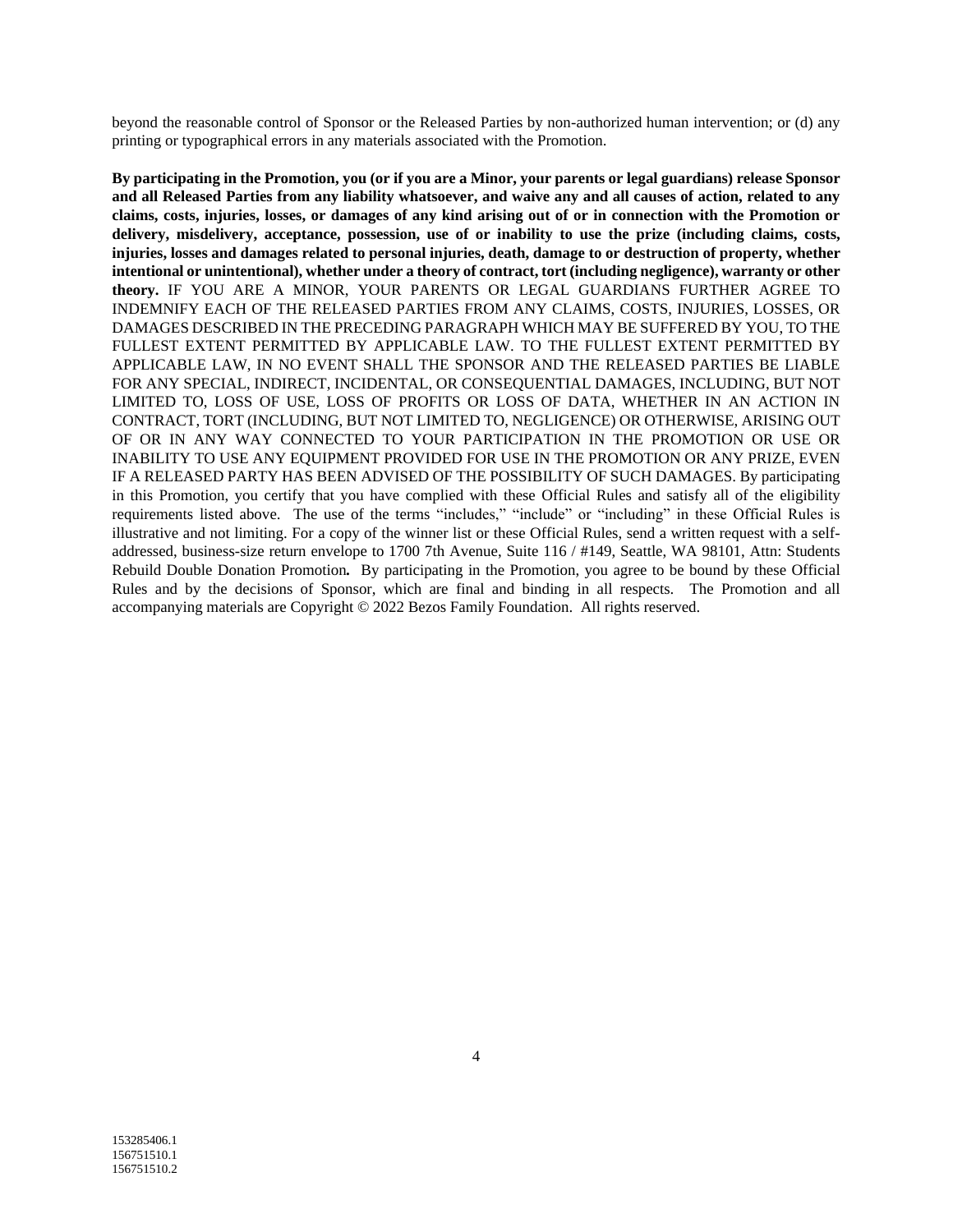beyond the reasonable control of Sponsor or the Released Parties by non-authorized human intervention; or (d) any printing or typographical errors in any materials associated with the Promotion.

**By participating in the Promotion, you (or if you are a Minor, your parents or legal guardians) release Sponsor and all Released Parties from any liability whatsoever, and waive any and all causes of action, related to any claims, costs, injuries, losses, or damages of any kind arising out of or in connection with the Promotion or delivery, misdelivery, acceptance, possession, use of or inability to use the prize (including claims, costs, injuries, losses and damages related to personal injuries, death, damage to or destruction of property, whether intentional or unintentional), whether under a theory of contract, tort (including negligence), warranty or other theory.** IF YOU ARE A MINOR, YOUR PARENTS OR LEGAL GUARDIANS FURTHER AGREE TO INDEMNIFY EACH OF THE RELEASED PARTIES FROM ANY CLAIMS, COSTS, INJURIES, LOSSES, OR DAMAGES DESCRIBED IN THE PRECEDING PARAGRAPH WHICH MAY BE SUFFERED BY YOU, TO THE FULLEST EXTENT PERMITTED BY APPLICABLE LAW. TO THE FULLEST EXTENT PERMITTED BY APPLICABLE LAW, IN NO EVENT SHALL THE SPONSOR AND THE RELEASED PARTIES BE LIABLE FOR ANY SPECIAL, INDIRECT, INCIDENTAL, OR CONSEQUENTIAL DAMAGES, INCLUDING, BUT NOT LIMITED TO, LOSS OF USE, LOSS OF PROFITS OR LOSS OF DATA, WHETHER IN AN ACTION IN CONTRACT, TORT (INCLUDING, BUT NOT LIMITED TO, NEGLIGENCE) OR OTHERWISE, ARISING OUT OF OR IN ANY WAY CONNECTED TO YOUR PARTICIPATION IN THE PROMOTION OR USE OR INABILITY TO USE ANY EQUIPMENT PROVIDED FOR USE IN THE PROMOTION OR ANY PRIZE, EVEN IF A RELEASED PARTY HAS BEEN ADVISED OF THE POSSIBILITY OF SUCH DAMAGES. By participating in this Promotion, you certify that you have complied with these Official Rules and satisfy all of the eligibility requirements listed above. The use of the terms "includes," "include" or "including" in these Official Rules is illustrative and not limiting. For a copy of the winner list or these Official Rules, send a written request with a self-addressed, business-size return envelope to 1700 7th Avenue, Suite 116 / #149, Seattle, WA 98101, Attn: Students Rebuild Double Donation Promotion**.** By participating in the Promotion, you agree to be bound by these Official Rules and by the decisions of Sponsor, which are final and binding in all respects. The Promotion and all accompanying materials are Copyright © 2022 Bezos Family Foundation. All rights reserved.

153285406.1
156751510.1
156751510.2